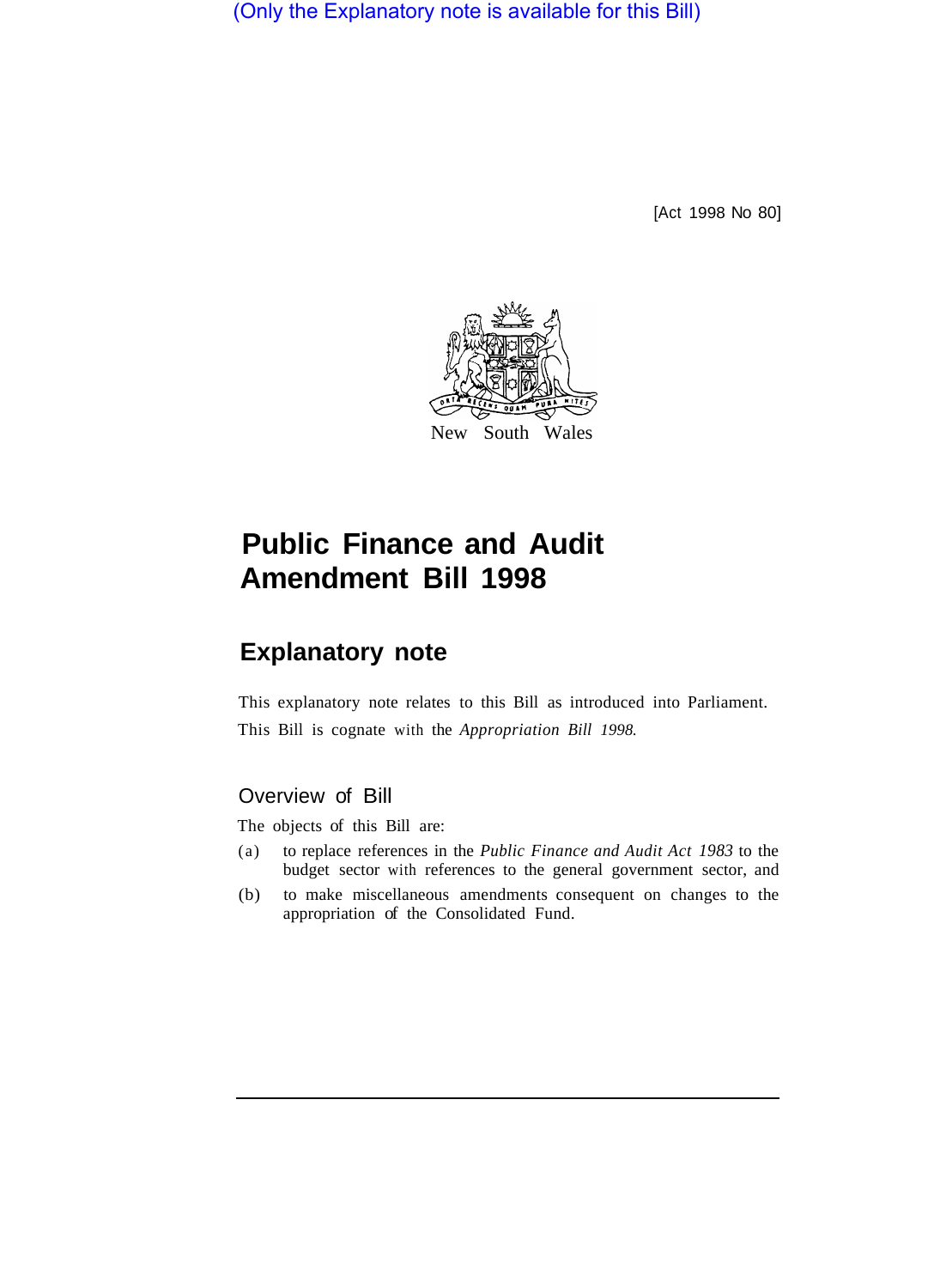(Only the Explanatory note is available for this Bill)

[Act 1998 No 80]

New South Wales

# Public Finance and Audit Amendment Bill 1998

## Explanatory note

This explanatory note relates to this Bill as introduced into Parliament. This Bill is cognate with the *Appropriation Bill 1998*.

### Overview of Bill

The objects of this Bill are:

(a) to replace references in the *Public Finance and Audit Act 1983* to the budget sector with references to the general government sector, and

(b) to make miscellaneous amendments consequent on changes to the appropriation of the Consolidated Fund.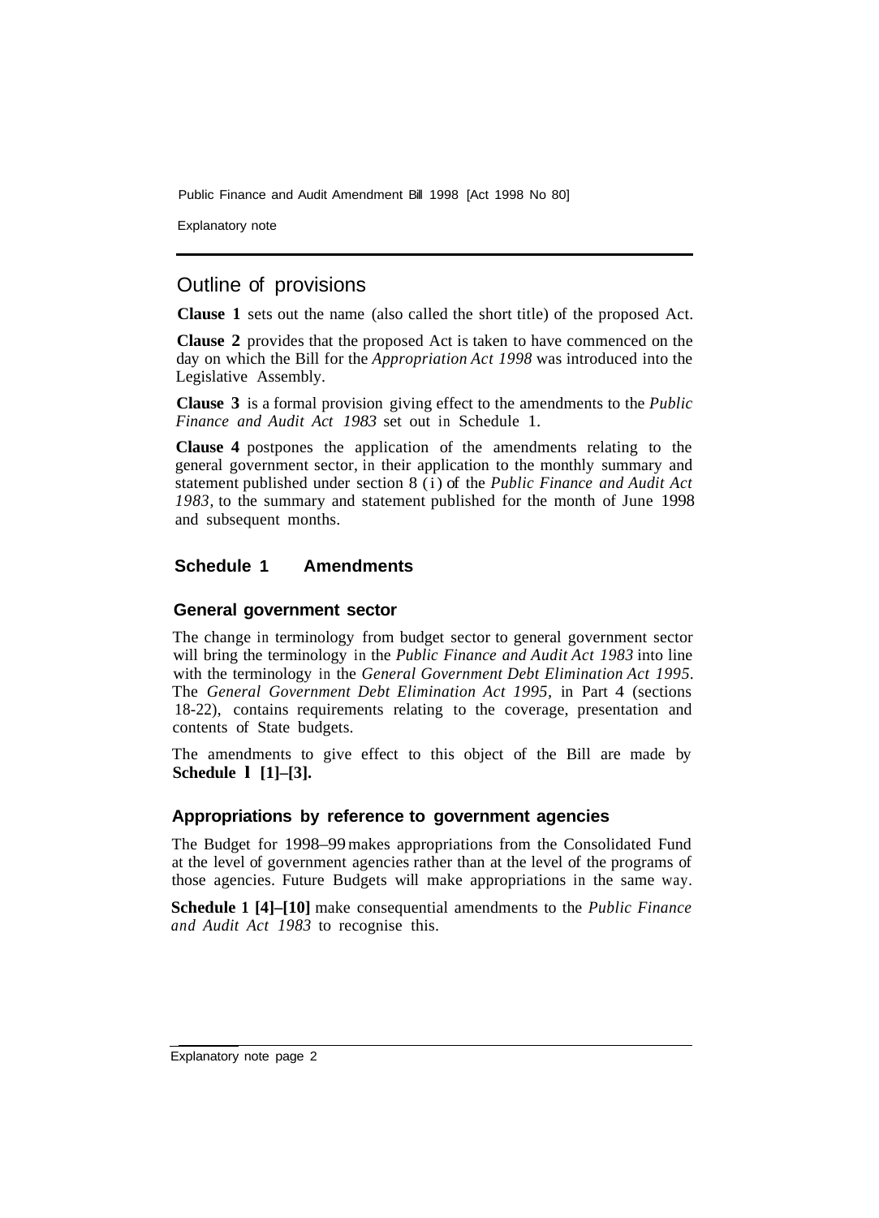Public Finance and Audit Amendment Bill 1998 [Act 1998 No 80]

Explanatory note

## Outline of provisions

**Clause 1** sets out the name (also called the short title) of the proposed Act.

**Clause 2** provides that the proposed Act is taken to have commenced on the day on which the Bill for the *Appropriation Act 1998* was introduced into the Legislative Assembly.

**Clause 3** is a formal provision giving effect to the amendments to the *Public Finance and Audit Act 1983* set out in Schedule 1.

**Clause 4** postpones the application of the amendments relating to the general government sector, in their application to the monthly summary and statement published under section 8 (i) of the *Public Finance and Audit Act 1983*, to the summary and statement published for the month of June 1998 and subsequent months.

### Schedule 1 Amendments

#### General government sector

The change in terminology from budget sector to general government sector will bring the terminology in the *Public Finance and Audit Act 1983* into line with the terminology in the *General Government Debt Elimination Act 1995*. The *General Government Debt Elimination Act 1995*, in Part 4 (sections 18-22), contains requirements relating to the coverage, presentation and contents of State budgets.

The amendments to give effect to this object of the Bill are made by **Schedule 1 [1]–[3].**

#### Appropriations by reference to government agencies

The Budget for 1998–99 makes appropriations from the Consolidated Fund at the level of government agencies rather than at the level of the programs of those agencies. Future Budgets will make appropriations in the same way.

**Schedule 1 [4]–[10]** make consequential amendments to the *Public Finance and Audit Act 1983* to recognise this.